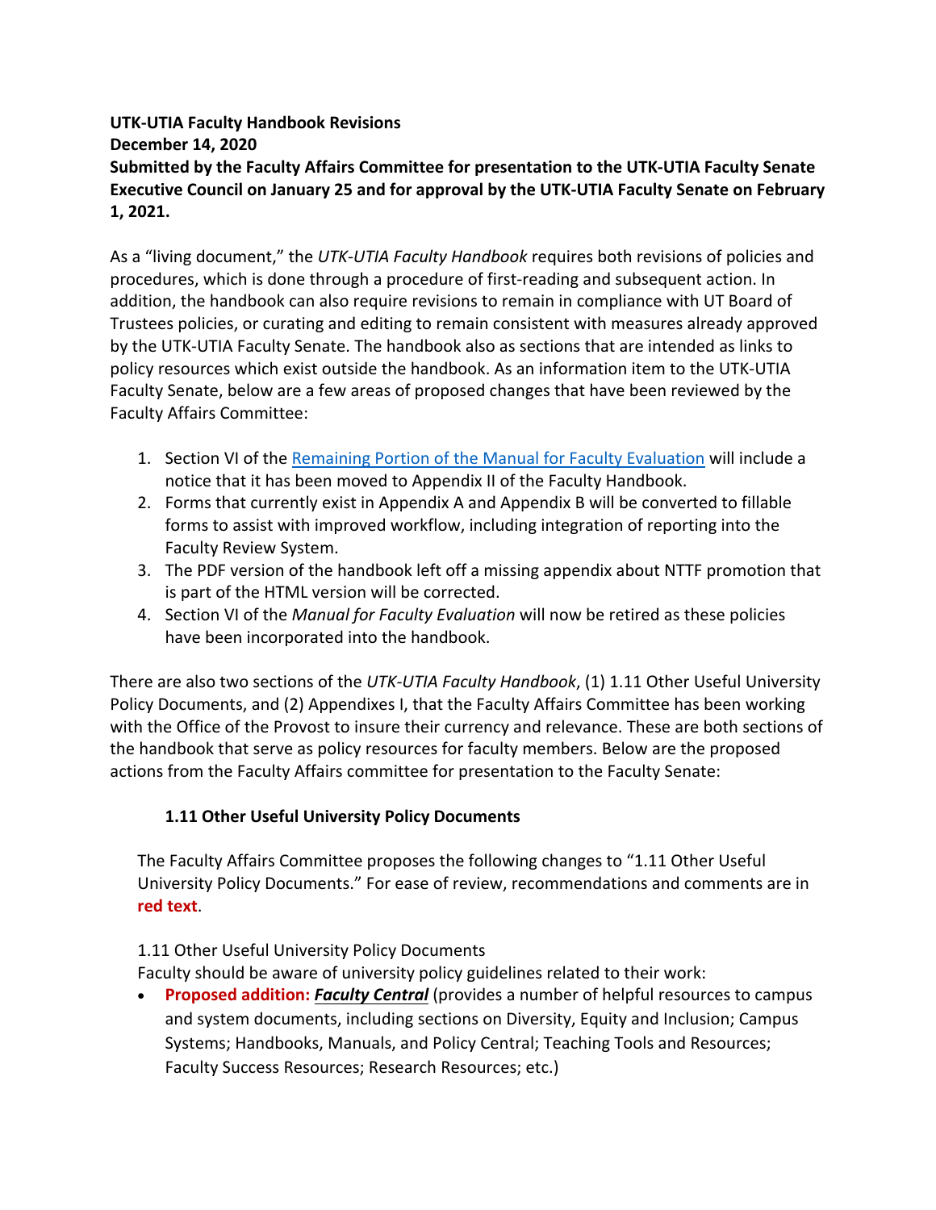**UTK-UTIA Faculty Handbook Revisions**
**December 14, 2020**
**Submitted by the Faculty Affairs Committee for presentation to the UTK-UTIA Faculty Senate Executive Council on January 25 and for approval by the UTK-UTIA Faculty Senate on February 1, 2021.**

As a "living document," the *UTK-UTIA Faculty Handbook* requires both revisions of policies and procedures, which is done through a procedure of first-reading and subsequent action. In addition, the handbook can also require revisions to remain in compliance with UT Board of Trustees policies, or curating and editing to remain consistent with measures already approved by the UTK-UTIA Faculty Senate. The handbook also as sections that are intended as links to policy resources which exist outside the handbook. As an information item to the UTK-UTIA Faculty Senate, below are a few areas of proposed changes that have been reviewed by the Faculty Affairs Committee:

1. Section VI of the Remaining Portion of the Manual for Faculty Evaluation will include a notice that it has been moved to Appendix II of the Faculty Handbook.
2. Forms that currently exist in Appendix A and Appendix B will be converted to fillable forms to assist with improved workflow, including integration of reporting into the Faculty Review System.
3. The PDF version of the handbook left off a missing appendix about NTTF promotion that is part of the HTML version will be corrected.
4. Section VI of the *Manual for Faculty Evaluation* will now be retired as these policies have been incorporated into the handbook.

There are also two sections of the *UTK-UTIA Faculty Handbook*, (1) 1.11 Other Useful University Policy Documents, and (2) Appendixes I, that the Faculty Affairs Committee has been working with the Office of the Provost to insure their currency and relevance. These are both sections of the handbook that serve as policy resources for faculty members. Below are the proposed actions from the Faculty Affairs committee for presentation to the Faculty Senate:

### 1.11 Other Useful University Policy Documents

The Faculty Affairs Committee proposes the following changes to "1.11 Other Useful University Policy Documents." For ease of review, recommendations and comments are in **red text**.

1.11 Other Useful University Policy Documents
Faculty should be aware of university policy guidelines related to their work:

- **Proposed addition:** ***Faculty Central*** (provides a number of helpful resources to campus and system documents, including sections on Diversity, Equity and Inclusion; Campus Systems; Handbooks, Manuals, and Policy Central; Teaching Tools and Resources; Faculty Success Resources; Research Resources; etc.)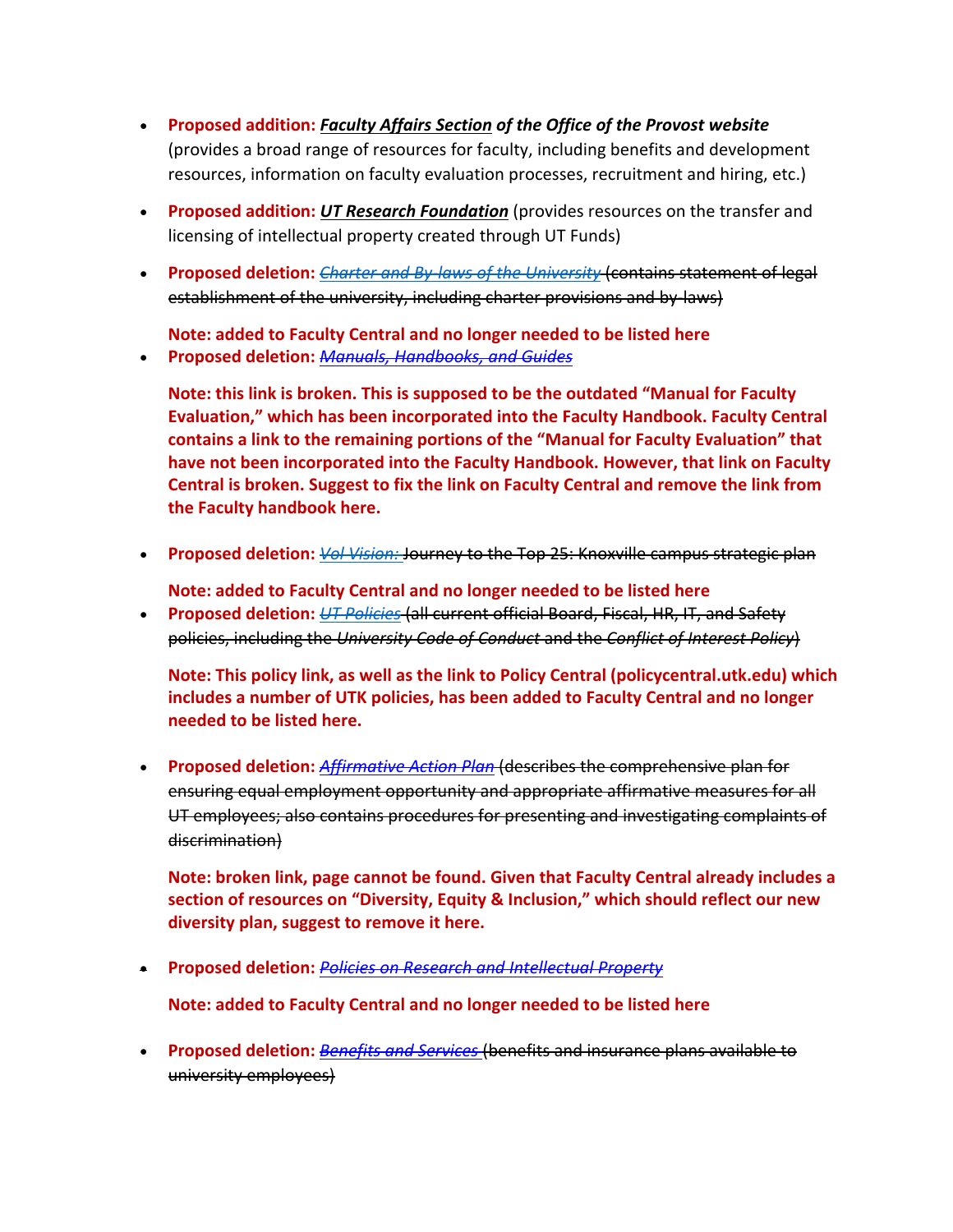- **Proposed addition: *Faculty Affairs Section* of the Office of the Provost website** (provides a broad range of resources for faculty, including benefits and development resources, information on faculty evaluation processes, recruitment and hiring, etc.)

- **Proposed addition: *UT Research Foundation*** (provides resources on the transfer and licensing of intellectual property created through UT Funds)

- **Proposed deletion:** ~~*Charter and By-laws of the University* (contains statement of legal establishment of the university, including charter provisions and by-laws)~~

  **Note: added to Faculty Central and no longer needed to be listed here**

- **Proposed deletion:** ~~*Manuals, Handbooks, and Guides*~~

  **Note: this link is broken. This is supposed to be the outdated "Manual for Faculty Evaluation," which has been incorporated into the Faculty Handbook. Faculty Central contains a link to the remaining portions of the "Manual for Faculty Evaluation" that have not been incorporated into the Faculty Handbook. However, that link on Faculty Central is broken. Suggest to fix the link on Faculty Central and remove the link from the Faculty handbook here.**

- **Proposed deletion:** ~~*Vol Vision:* Journey to the Top 25: Knoxville campus strategic plan~~

  **Note: added to Faculty Central and no longer needed to be listed here**

- **Proposed deletion:** ~~*UT Policies* (all current official Board, Fiscal, HR, IT, and Safety policies, including the *University Code of Conduct* and the *Conflict of Interest Policy*)~~

  **Note: This policy link, as well as the link to Policy Central (policycentral.utk.edu) which includes a number of UTK policies, has been added to Faculty Central and no longer needed to be listed here.**

- **Proposed deletion:** ~~*Affirmative Action Plan* (describes the comprehensive plan for ensuring equal employment opportunity and appropriate affirmative measures for all UT employees; also contains procedures for presenting and investigating complaints of discrimination)~~

  **Note: broken link, page cannot be found. Given that Faculty Central already includes a section of resources on "Diversity, Equity & Inclusion," which should reflect our new diversity plan, suggest to remove it here.**

- **Proposed deletion:** ~~*Policies on Research and Intellectual Property*~~

  **Note: added to Faculty Central and no longer needed to be listed here**

- **Proposed deletion:** ~~*Benefits and Services* (benefits and insurance plans available to university employees)~~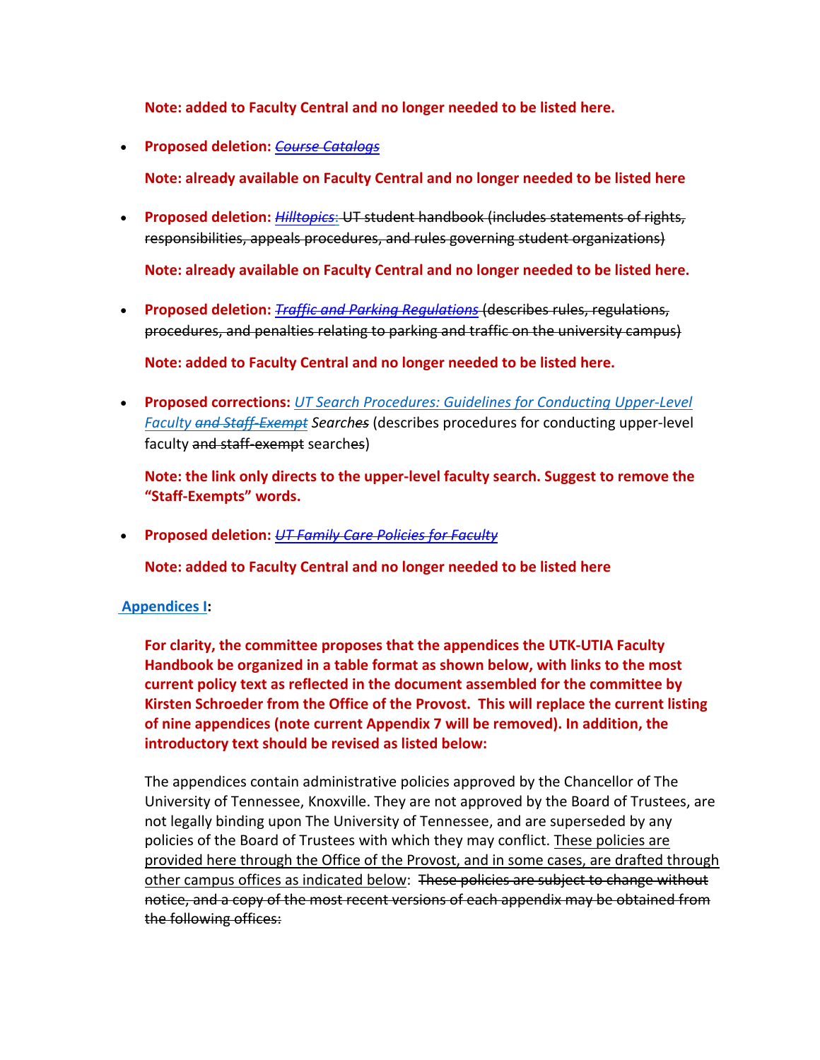**Note: added to Faculty Central and no longer needed to be listed here.**

- **Proposed deletion:** ~~*Course Catalogs*~~

  **Note: already available on Faculty Central and no longer needed to be listed here**

- **Proposed deletion:** ~~*Hilltopics*: UT student handbook (includes statements of rights, responsibilities, appeals procedures, and rules governing student organizations)~~

  **Note: already available on Faculty Central and no longer needed to be listed here.**

- **Proposed deletion:** ~~*Traffic and Parking Regulations* (describes rules, regulations, procedures, and penalties relating to parking and traffic on the university campus)~~

  **Note: added to Faculty Central and no longer needed to be listed here.**

- **Proposed corrections:** *UT Search Procedures: Guidelines for Conducting Upper-Level Faculty ~~and Staff-Exempt~~ Search~~es~~* (describes procedures for conducting upper-level faculty ~~and staff-exempt~~ search~~es~~)

  **Note: the link only directs to the upper-level faculty search. Suggest to remove the "Staff-Exempts" words.**

- **Proposed deletion:** ~~*UT Family Care Policies for Faculty*~~

  **Note: added to Faculty Central and no longer needed to be listed here**

**Appendices I:**

**For clarity, the committee proposes that the appendices the UTK-UTIA Faculty Handbook be organized in a table format as shown below, with links to the most current policy text as reflected in the document assembled for the committee by Kirsten Schroeder from the Office of the Provost. This will replace the current listing of nine appendices (note current Appendix 7 will be removed). In addition, the introductory text should be revised as listed below:**

The appendices contain administrative policies approved by the Chancellor of The University of Tennessee, Knoxville. They are not approved by the Board of Trustees, are not legally binding upon The University of Tennessee, and are superseded by any policies of the Board of Trustees with which they may conflict. <u>These policies are provided here through the Office of the Provost, and in some cases, are drafted through other campus offices as indicated below</u>: ~~These policies are subject to change without notice, and a copy of the most recent versions of each appendix may be obtained from the following offices:~~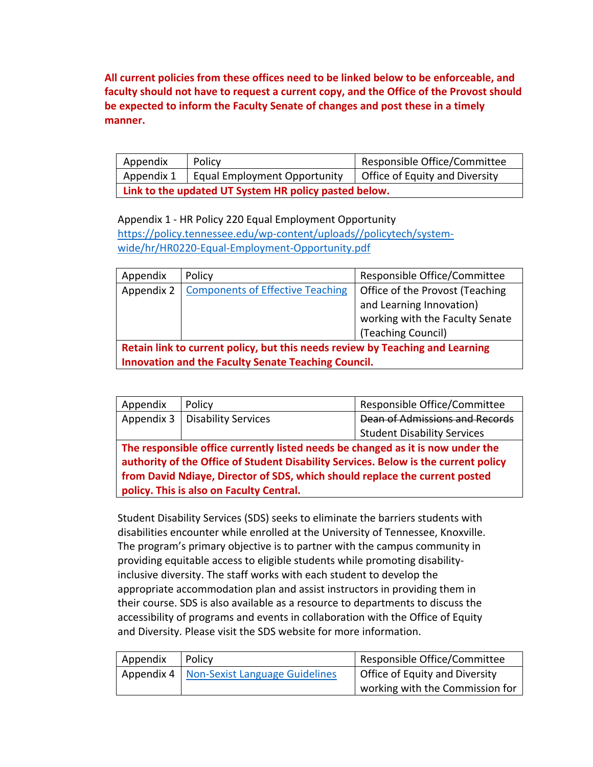**All current policies from these offices need to be linked below to be enforceable, and faculty should not have to request a current copy, and the Office of the Provost should be expected to inform the Faculty Senate of changes and post these in a timely manner.**

| Appendix | Policy | Responsible Office/Committee |
|---|---|---|
| Appendix 1 | Equal Employment Opportunity | Office of Equity and Diversity |
| **Link to the updated UT System HR policy pasted below.** | | |

Appendix 1 - HR Policy 220 Equal Employment Opportunity
https://policy.tennessee.edu/wp-content/uploads//policytech/system-wide/hr/HR0220-Equal-Employment-Opportunity.pdf

| Appendix | Policy | Responsible Office/Committee |
|---|---|---|
| Appendix 2 | Components of Effective Teaching | Office of the Provost (Teaching and Learning Innovation) working with the Faculty Senate (Teaching Council) |
| **Retain link to current policy, but this needs review by Teaching and Learning Innovation and the Faculty Senate Teaching Council.** | | |

| Appendix | Policy | Responsible Office/Committee |
|---|---|---|
| Appendix 3 | Disability Services | ~~Dean of Admissions and Records~~ Student Disability Services |
| **The responsible office currently listed needs be changed as it is now under the authority of the Office of Student Disability Services. Below is the current policy from David Ndiaye, Director of SDS, which should replace the current posted policy. This is also on Faculty Central.** | | |

Student Disability Services (SDS) seeks to eliminate the barriers students with disabilities encounter while enrolled at the University of Tennessee, Knoxville. The program's primary objective is to partner with the campus community in providing equitable access to eligible students while promoting disability-inclusive diversity. The staff works with each student to develop the appropriate accommodation plan and assist instructors in providing them in their course. SDS is also available as a resource to departments to discuss the accessibility of programs and events in collaboration with the Office of Equity and Diversity. Please visit the SDS website for more information.

| Appendix | Policy | Responsible Office/Committee |
|---|---|---|
| Appendix 4 | Non-Sexist Language Guidelines | Office of Equity and Diversity working with the Commission for |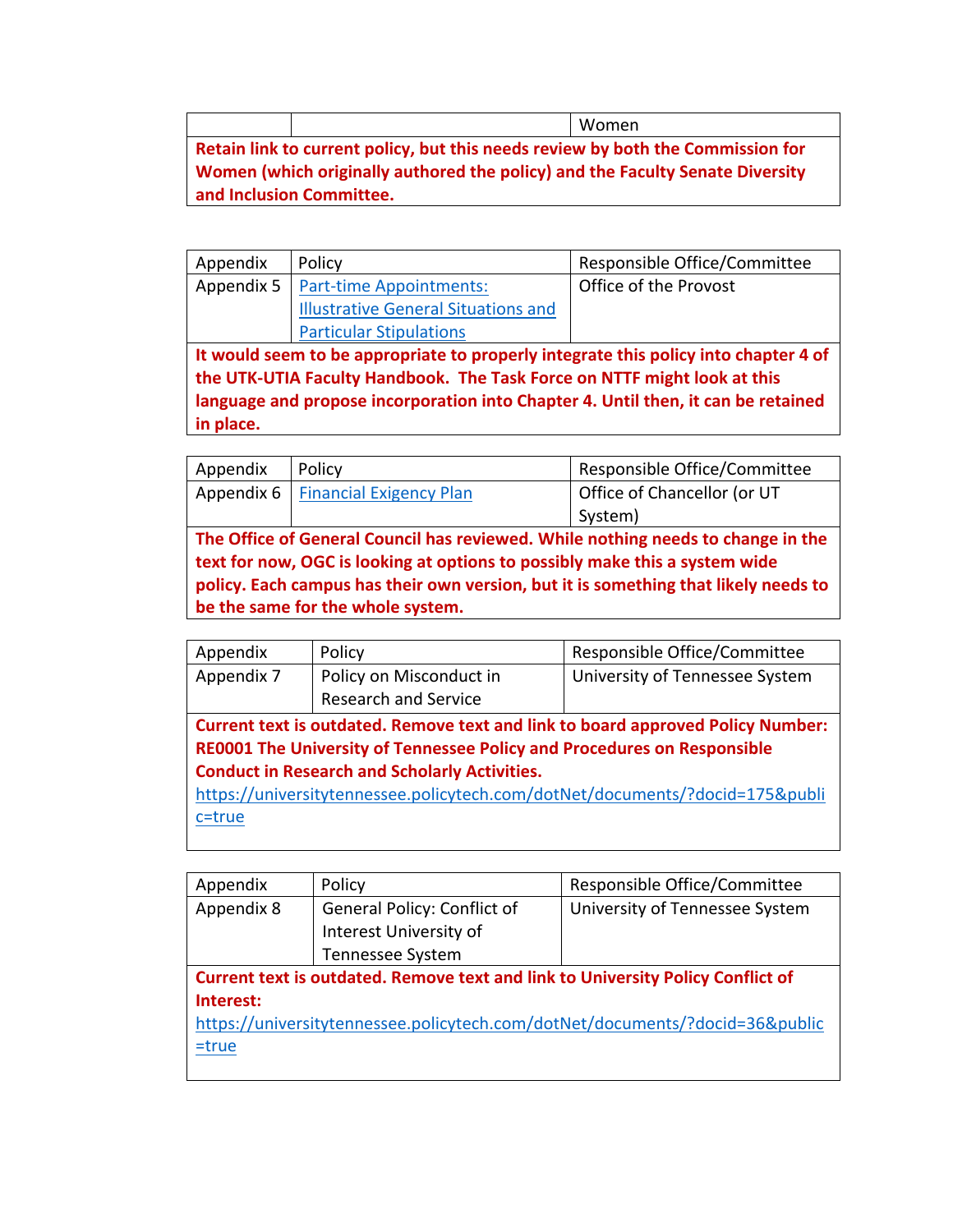| | | |
|---|---|---|
| | | Women |
| **Retain link to current policy, but this needs review by both the Commission for Women (which originally authored the policy) and the Faculty Senate Diversity and Inclusion Committee.** | | |

| Appendix | Policy | Responsible Office/Committee |
|---|---|---|
| Appendix 5 | [Part-time Appointments: Illustrative General Situations and Particular Stipulations]() | Office of the Provost |
| **It would seem to be appropriate to properly integrate this policy into chapter 4 of the UTK-UTIA Faculty Handbook. The Task Force on NTTF might look at this language and propose incorporation into Chapter 4. Until then, it can be retained in place.** | | |

| Appendix | Policy | Responsible Office/Committee |
|---|---|---|
| Appendix 6 | [Financial Exigency Plan]() | Office of Chancellor (or UT System) |
| **The Office of General Council has reviewed. While nothing needs to change in the text for now, OGC is looking at options to possibly make this a system wide policy. Each campus has their own version, but it is something that likely needs to be the same for the whole system.** | | |

| Appendix | Policy | Responsible Office/Committee |
|---|---|---|
| Appendix 7 | Policy on Misconduct in Research and Service | University of Tennessee System |
| **Current text is outdated. Remove text and link to board approved Policy Number: RE0001 The University of Tennessee Policy and Procedures on Responsible Conduct in Research and Scholarly Activities.** https://universitytennessee.policytech.com/dotNet/documents/?docid=175&public=true | | |

| Appendix | Policy | Responsible Office/Committee |
|---|---|---|
| Appendix 8 | General Policy: Conflict of Interest University of Tennessee System | University of Tennessee System |
| **Current text is outdated. Remove text and link to University Policy Conflict of Interest:** https://universitytennessee.policytech.com/dotNet/documents/?docid=36&public=true | | |